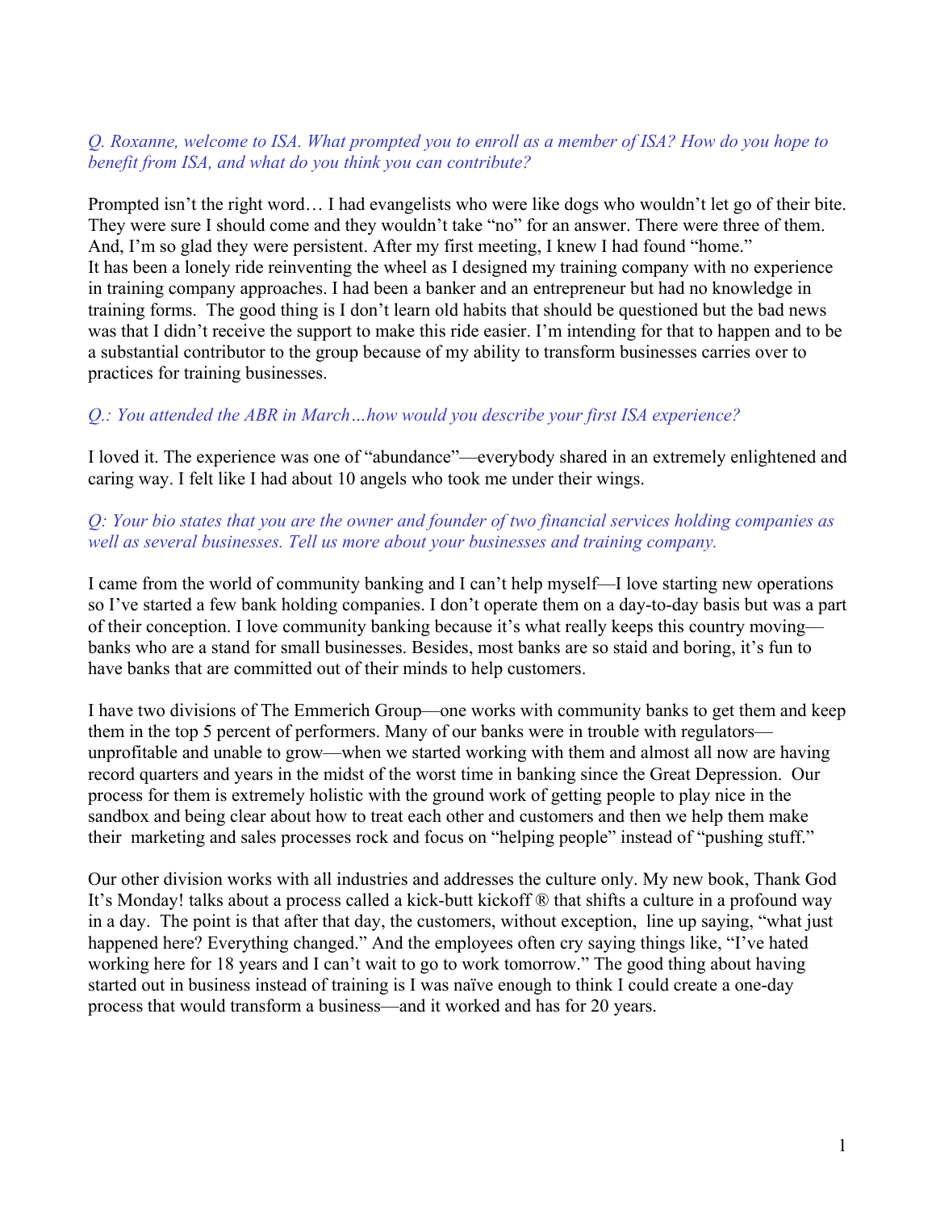*Q. Roxanne, welcome to ISA. What prompted you to enroll as a member of ISA? How do you hope to benefit from ISA, and what do you think you can contribute?*

Prompted isn't the right word… I had evangelists who were like dogs who wouldn't let go of their bite. They were sure I should come and they wouldn't take "no" for an answer. There were three of them. And, I'm so glad they were persistent. After my first meeting, I knew I had found "home." It has been a lonely ride reinventing the wheel as I designed my training company with no experience in training company approaches. I had been a banker and an entrepreneur but had no knowledge in training forms. The good thing is I don't learn old habits that should be questioned but the bad news was that I didn't receive the support to make this ride easier. I'm intending for that to happen and to be a substantial contributor to the group because of my ability to transform businesses carries over to practices for training businesses.

*Q.: You attended the ABR in March…how would you describe your first ISA experience?*

I loved it. The experience was one of "abundance"—everybody shared in an extremely enlightened and caring way. I felt like I had about 10 angels who took me under their wings.

*Q: Your bio states that you are the owner and founder of two financial services holding companies as well as several businesses. Tell us more about your businesses and training company.*

I came from the world of community banking and I can't help myself—I love starting new operations so I've started a few bank holding companies. I don't operate them on a day-to-day basis but was a part of their conception. I love community banking because it's what really keeps this country moving—banks who are a stand for small businesses. Besides, most banks are so staid and boring, it's fun to have banks that are committed out of their minds to help customers.

I have two divisions of The Emmerich Group—one works with community banks to get them and keep them in the top 5 percent of performers. Many of our banks were in trouble with regulators—unprofitable and unable to grow—when we started working with them and almost all now are having record quarters and years in the midst of the worst time in banking since the Great Depression. Our process for them is extremely holistic with the ground work of getting people to play nice in the sandbox and being clear about how to treat each other and customers and then we help them make their marketing and sales processes rock and focus on "helping people" instead of "pushing stuff."

Our other division works with all industries and addresses the culture only. My new book, Thank God It's Monday! talks about a process called a kick-butt kickoff ® that shifts a culture in a profound way in a day. The point is that after that day, the customers, without exception, line up saying, "what just happened here? Everything changed." And the employees often cry saying things like, "I've hated working here for 18 years and I can't wait to go to work tomorrow." The good thing about having started out in business instead of training is I was naïve enough to think I could create a one-day process that would transform a business—and it worked and has for 20 years.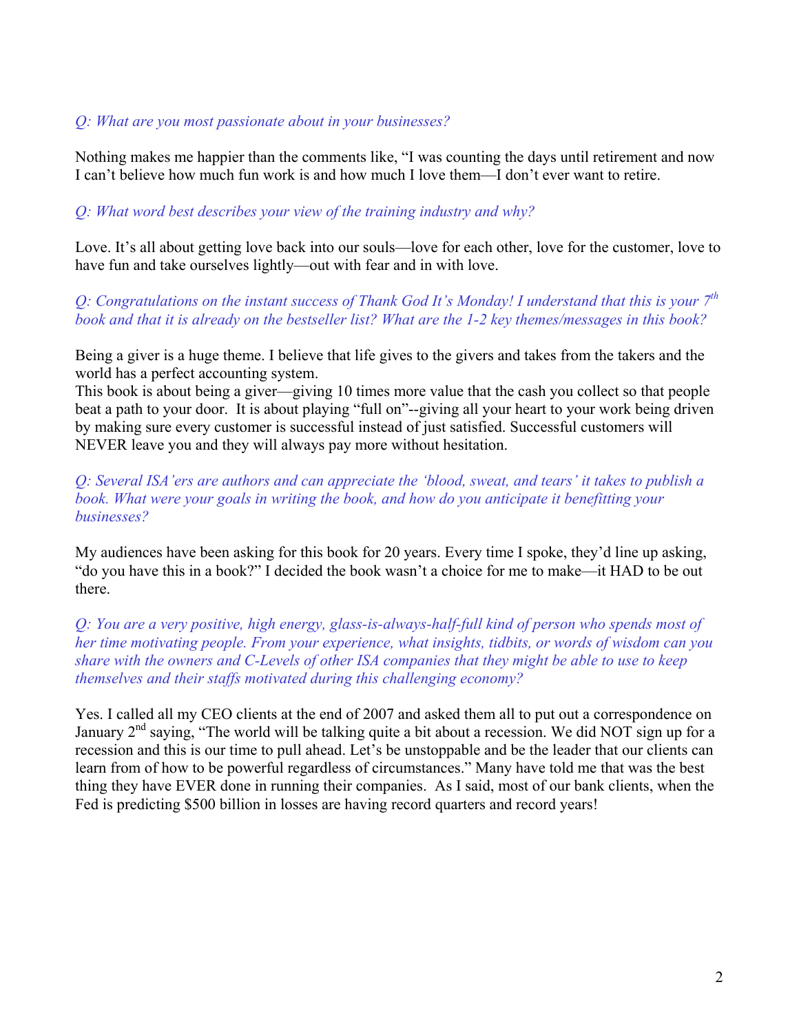*Q: What are you most passionate about in your businesses?*

Nothing makes me happier than the comments like, "I was counting the days until retirement and now I can't believe how much fun work is and how much I love them—I don't ever want to retire.

*Q: What word best describes your view of the training industry and why?*

Love. It's all about getting love back into our souls—love for each other, love for the customer, love to have fun and take ourselves lightly—out with fear and in with love.

*Q: Congratulations on the instant success of Thank God It's Monday! I understand that this is your 7th book and that it is already on the bestseller list? What are the 1-2 key themes/messages in this book?*

Being a giver is a huge theme. I believe that life gives to the givers and takes from the takers and the world has a perfect accounting system.
This book is about being a giver—giving 10 times more value that the cash you collect so that people beat a path to your door. It is about playing "full on"--giving all your heart to your work being driven by making sure every customer is successful instead of just satisfied. Successful customers will NEVER leave you and they will always pay more without hesitation.

*Q: Several ISA'ers are authors and can appreciate the 'blood, sweat, and tears' it takes to publish a book. What were your goals in writing the book, and how do you anticipate it benefitting your businesses?*

My audiences have been asking for this book for 20 years. Every time I spoke, they'd line up asking, "do you have this in a book?" I decided the book wasn't a choice for me to make—it HAD to be out there.

*Q: You are a very positive, high energy, glass-is-always-half-full kind of person who spends most of her time motivating people. From your experience, what insights, tidbits, or words of wisdom can you share with the owners and C-Levels of other ISA companies that they might be able to use to keep themselves and their staffs motivated during this challenging economy?*

Yes. I called all my CEO clients at the end of 2007 and asked them all to put out a correspondence on January 2nd saying, "The world will be talking quite a bit about a recession. We did NOT sign up for a recession and this is our time to pull ahead. Let's be unstoppable and be the leader that our clients can learn from of how to be powerful regardless of circumstances." Many have told me that was the best thing they have EVER done in running their companies. As I said, most of our bank clients, when the Fed is predicting $500 billion in losses are having record quarters and record years!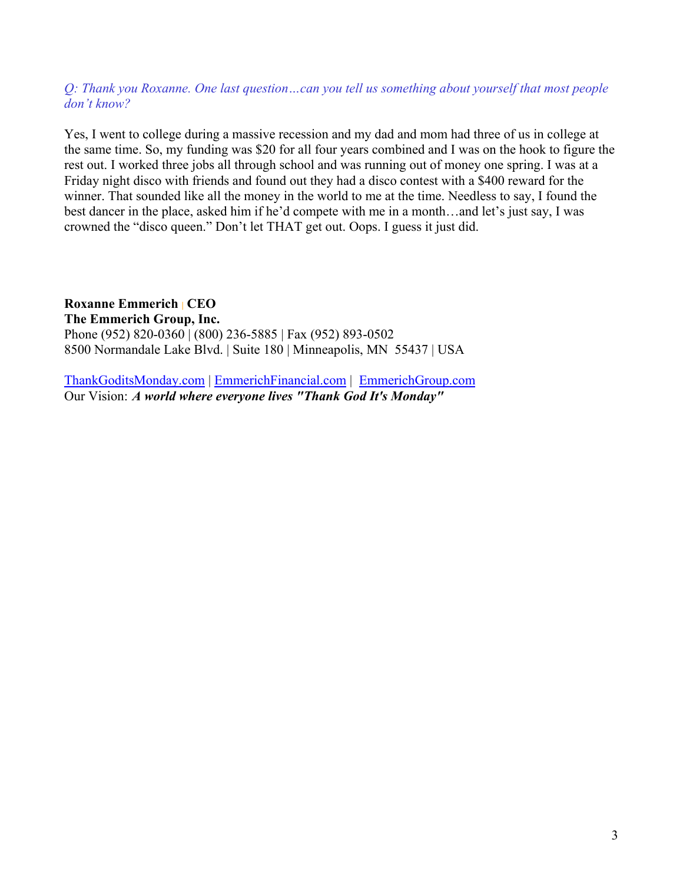*Q: Thank you Roxanne. One last question…can you tell us something about yourself that most people don't know?*

Yes, I went to college during a massive recession and my dad and mom had three of us in college at the same time. So, my funding was $20 for all four years combined and I was on the hook to figure the rest out. I worked three jobs all through school and was running out of money one spring. I was at a Friday night disco with friends and found out they had a disco contest with a $400 reward for the winner. That sounded like all the money in the world to me at the time. Needless to say, I found the best dancer in the place, asked him if he'd compete with me in a month…and let's just say, I was crowned the "disco queen." Don't let THAT get out. Oops. I guess it just did.

**Roxanne Emmerich | CEO**
**The Emmerich Group, Inc.**
Phone (952) 820-0360 | (800) 236-5885 | Fax (952) 893-0502
8500 Normandale Lake Blvd. | Suite 180 | Minneapolis, MN 55437 | USA

ThankGoditsMonday.com | EmmerichFinancial.com | EmmerichGroup.com
Our Vision: ***A world where everyone lives "Thank God It's Monday"***